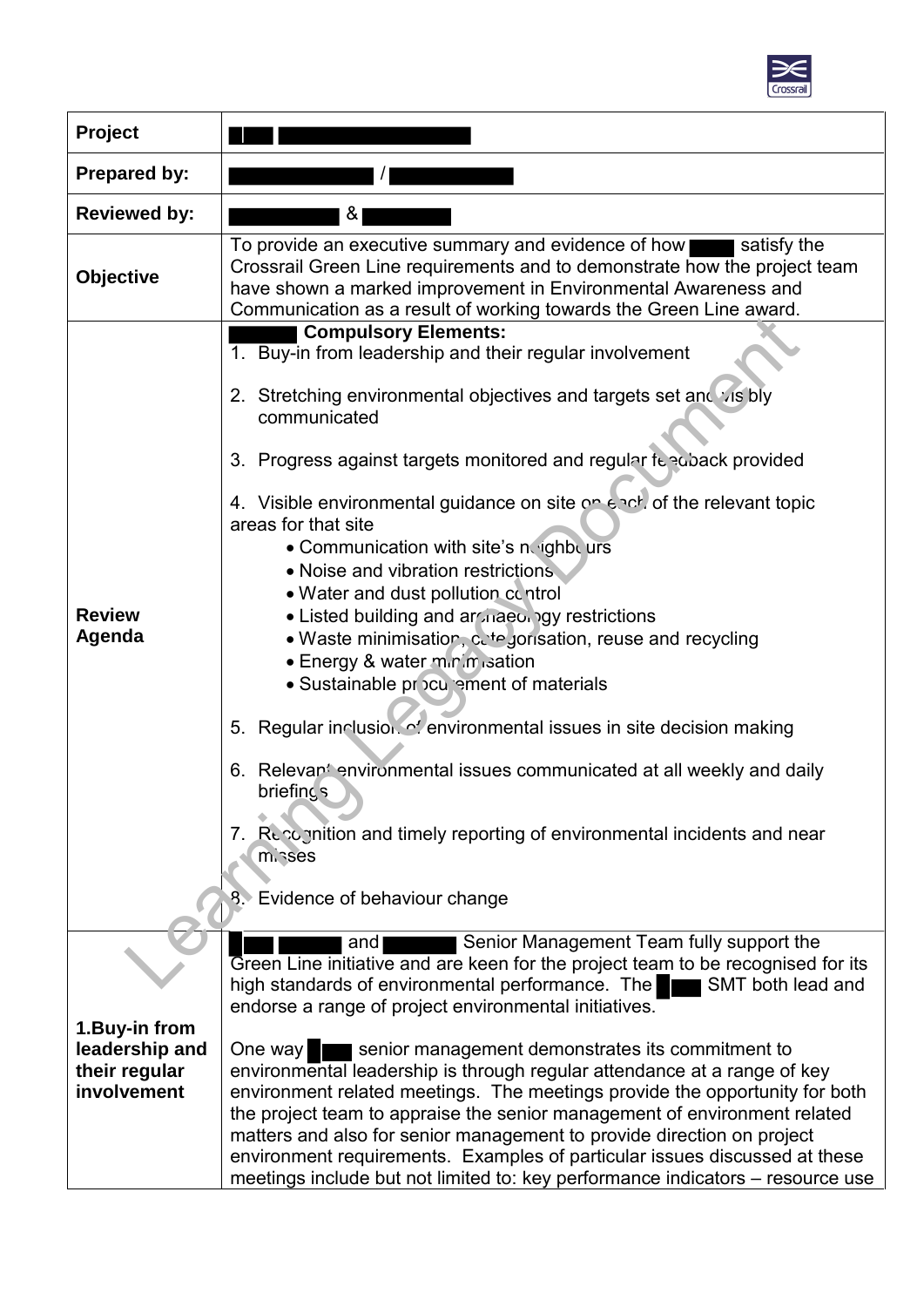| | |
|---|---|
| **Project** | |
| **Prepared by:** | / |
| **Reviewed by:** | & |
| **Objective** | To provide an executive summary and evidence of how satisfy the Crossrail Green Line requirements and to demonstrate how the project team have shown a marked improvement in Environmental Awareness and Communication as a result of working towards the Green Line award. |
| **Review Agenda** | **Compulsory Elements:**<br>1. Buy-in from leadership and their regular involvement<br><br>2. Stretching environmental objectives and targets set and visibly communicated<br><br>3. Progress against targets monitored and regular feedback provided<br><br>4. Visible environmental guidance on site on each of the relevant topic areas for that site<br>• Communication with site's neighbours<br>• Noise and vibration restrictions<br>• Water and dust pollution control<br>• Listed building and archaeology restrictions<br>• Waste minimisation, categorisation, reuse and recycling<br>• Energy & water minimisation<br>• Sustainable procurement of materials<br><br>5. Regular inclusion of environmental issues in site decision making<br><br>6. Relevant environmental issues communicated at all weekly and daily briefings<br><br>7. Recognition and timely reporting of environmental incidents and near misses<br><br>8. Evidence of behaviour change |
| **1.Buy-in from leadership and their regular involvement** | and Senior Management Team fully support the Green Line initiative and are keen for the project team to be recognised for its high standards of environmental performance. The SMT both lead and endorse a range of project environmental initiatives.<br><br>One way senior management demonstrates its commitment to environmental leadership is through regular attendance at a range of key environment related meetings. The meetings provide the opportunity for both the project team to appraise the senior management of environment related matters and also for senior management to provide direction on project environment requirements. Examples of particular issues discussed at these meetings include but not limited to: key performance indicators – resource use |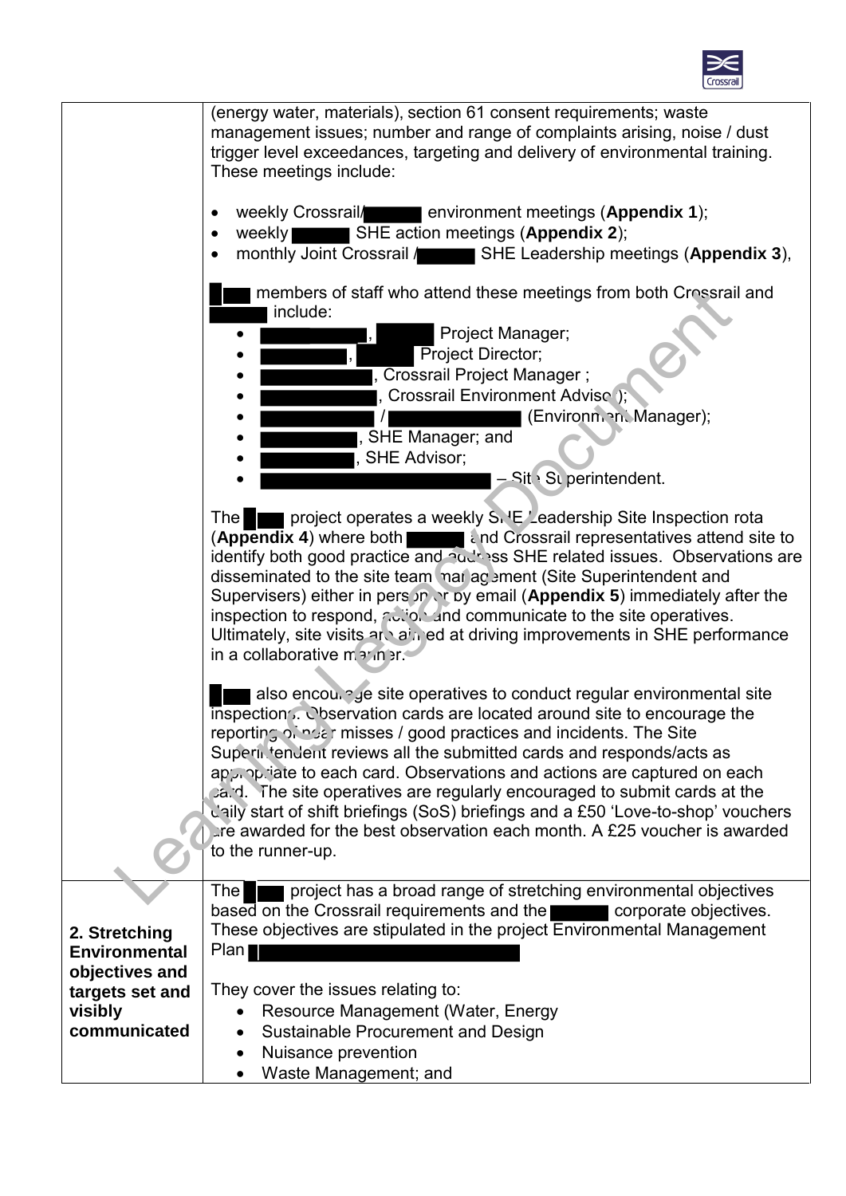| | |
|---|---|
| | (energy water, materials), section 61 consent requirements; waste management issues; number and range of complaints arising, noise / dust trigger level exceedances, targeting and delivery of environmental training. These meetings include:<br><br>• weekly Crossrail/ environment meetings (**Appendix 1**);<br>• weekly SHE action meetings (**Appendix 2**);<br>• monthly Joint Crossrail / SHE Leadership meetings (**Appendix 3**),<br><br>members of staff who attend these meetings from both Crossrail and include:<br>• , Project Manager;<br>• , Project Director;<br>• , Crossrail Project Manager ;<br>• , Crossrail Environment Advisor;<br>• / (Environment Manager);<br>• , SHE Manager; and<br>• , SHE Advisor;<br>• – Site Superintendent.<br><br>The project operates a weekly SHE Leadership Site Inspection rota (**Appendix 4**) where both and Crossrail representatives attend site to identify both good practice and address SHE related issues. Observations are disseminated to the site team management (Site Superintendent and Supervisers) either in person or by email (**Appendix 5**) immediately after the inspection to respond, action and communicate to the site operatives. Ultimately, site visits are aimed at driving improvements in SHE performance in a collaborative manner.<br><br>also encourage site operatives to conduct regular environmental site inspections. Observation cards are located around site to encourage the reporting of near misses / good practices and incidents. The Site Superintendent reviews all the submitted cards and responds/acts as appropriate to each card. Observations and actions are captured on each card. The site operatives are regularly encouraged to submit cards at the daily start of shift briefings (SoS) briefings and a £50 'Love-to-shop' vouchers are awarded for the best observation each month. A £25 voucher is awarded to the runner-up. |
| **2. Stretching Environmental objectives and targets set and visibly communicated** | The project has a broad range of stretching environmental objectives based on the Crossrail requirements and the corporate objectives. These objectives are stipulated in the project Environmental Management Plan<br><br>They cover the issues relating to:<br>• Resource Management (Water, Energy<br>• Sustainable Procurement and Design<br>• Nuisance prevention<br>• Waste Management; and |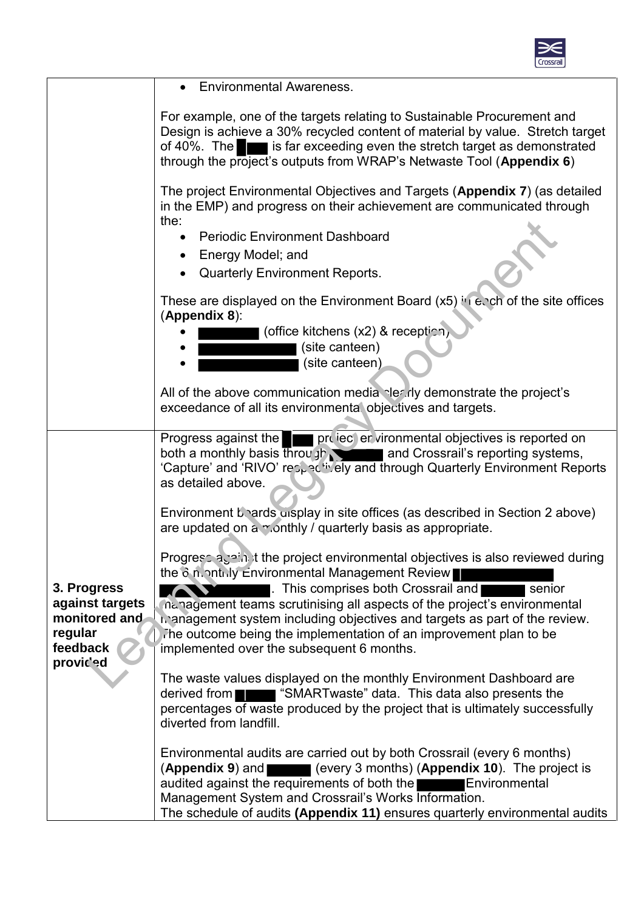| | |
|---|---|
| | • Environmental Awareness.<br><br>For example, one of the targets relating to Sustainable Procurement and Design is achieve a 30% recycled content of material by value. Stretch target of 40%. The ███ is far exceeding even the stretch target as demonstrated through the project's outputs from WRAP's Netwaste Tool (**Appendix 6**)<br><br>The project Environmental Objectives and Targets (**Appendix 7**) (as detailed in the EMP) and progress on their achievement are communicated through the:<br>• Periodic Environment Dashboard<br>• Energy Model; and<br>• Quarterly Environment Reports.<br><br>These are displayed on the Environment Board (x5) in each of the site offices (**Appendix 8**):<br>• ███ (office kitchens (x2) & reception)<br>• ███ (site canteen)<br>• ███ (site canteen)<br><br>All of the above communication media clearly demonstrate the project's exceedance of all its environmental objectives and targets. |
| **3. Progress against targets monitored and regular feedback provided** | Progress against the ███ project environmental objectives is reported on both a monthly basis through ███ and Crossrail's reporting systems, 'Capture' and 'RIVO' respectively and through Quarterly Environment Reports as detailed above.<br><br>Environment boards display in site offices (as described in Section 2 above) are updated on a monthly / quarterly basis as appropriate.<br><br>Progress against the project environmental objectives is also reviewed during the 6 monthly Environmental Management Review ███. This comprises both Crossrail and ███ senior management teams scrutinising all aspects of the project's environmental management system including objectives and targets as part of the review. The outcome being the implementation of an improvement plan to be implemented over the subsequent 6 months.<br><br>The waste values displayed on the monthly Environment Dashboard are derived from ███ "SMARTwaste" data. This data also presents the percentages of waste produced by the project that is ultimately successfully diverted from landfill.<br><br>Environmental audits are carried out by both Crossrail (every 6 months) (**Appendix 9**) and ███ (every 3 months) (**Appendix 10**). The project is audited against the requirements of both the ███ Environmental Management System and Crossrail's Works Information.<br>The schedule of audits **(Appendix 11)** ensures quarterly environmental audits |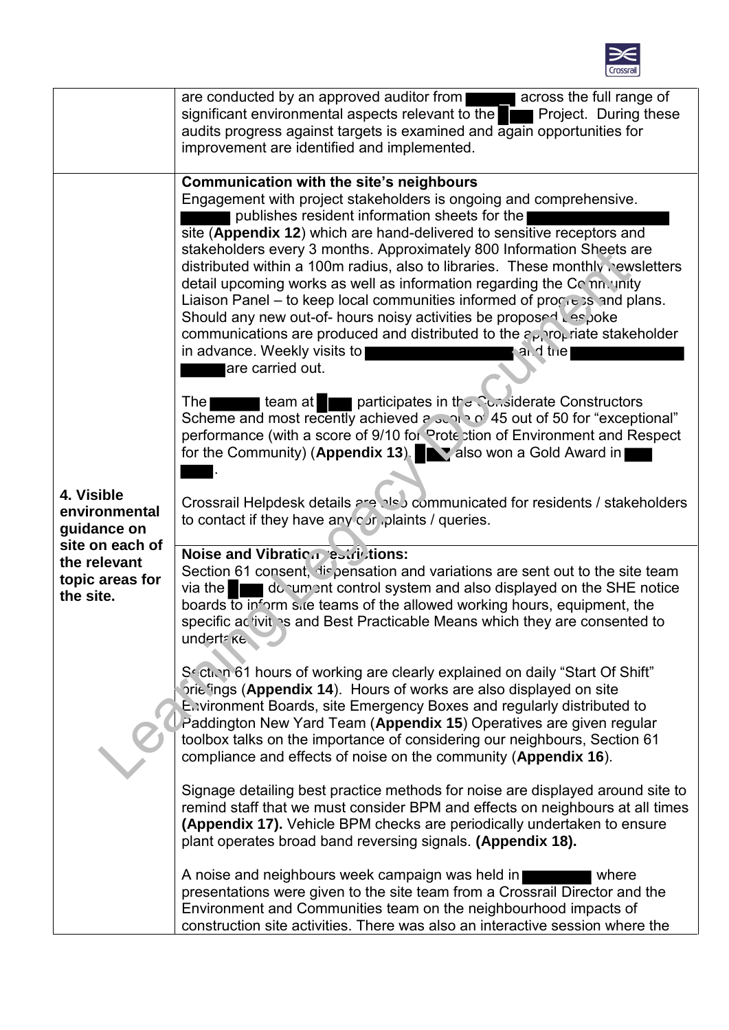| | |
|---|---|
| | are conducted by an approved auditor from ██████ across the full range of significant environmental aspects relevant to the ██ Project. During these audits progress against targets is examined and again opportunities for improvement are identified and implemented. |
| **4. Visible environmental guidance on site on each of the relevant topic areas for the site.** | **Communication with the site's neighbours**<br>Engagement with project stakeholders is ongoing and comprehensive. ██████ publishes resident information sheets for the ██████ site (**Appendix 12**) which are hand-delivered to sensitive receptors and stakeholders every 3 months. Approximately 800 Information Sheets are distributed within a 100m radius, also to libraries. These monthly newsletters detail upcoming works as well as information regarding the Community Liaison Panel – to keep local communities informed of progress and plans. Should any new out-of- hours noisy activities be proposed bespoke communications are produced and distributed to the appropriate stakeholder in advance. Weekly visits to ██████ and the ██████ are carried out.<br><br>The ██████ team at ██ participates in the Considerate Constructors Scheme and most recently achieved a score of 45 out of 50 for "exceptional" performance (with a score of 9/10 for Protection of Environment and Respect for the Community) (**Appendix 13**). ██ also won a Gold Award in ██.<br><br>Crossrail Helpdesk details are also communicated for residents / stakeholders to contact if they have any complaints / queries. |
| | **Noise and Vibration restrictions:**<br>Section 61 consent, dispensation and variations are sent out to the site team via the ██ document control system and also displayed on the SHE notice boards to inform site teams of the allowed working hours, equipment, the specific activities and Best Practicable Means which they are consented to undertake.<br><br>Section 61 hours of working are clearly explained on daily "Start Of Shift" briefings (**Appendix 14**). Hours of works are also displayed on site Environment Boards, site Emergency Boxes and regularly distributed to Paddington New Yard Team (**Appendix 15**) Operatives are given regular toolbox talks on the importance of considering our neighbours, Section 61 compliance and effects of noise on the community (**Appendix 16**).<br><br>Signage detailing best practice methods for noise are displayed around site to remind staff that we must consider BPM and effects on neighbours at all times **(Appendix 17).** Vehicle BPM checks are periodically undertaken to ensure plant operates broad band reversing signals. **(Appendix 18).**<br><br>A noise and neighbours week campaign was held in ██████ where presentations were given to the site team from a Crossrail Director and the Environment and Communities team on the neighbourhood impacts of construction site activities. There was also an interactive session where the |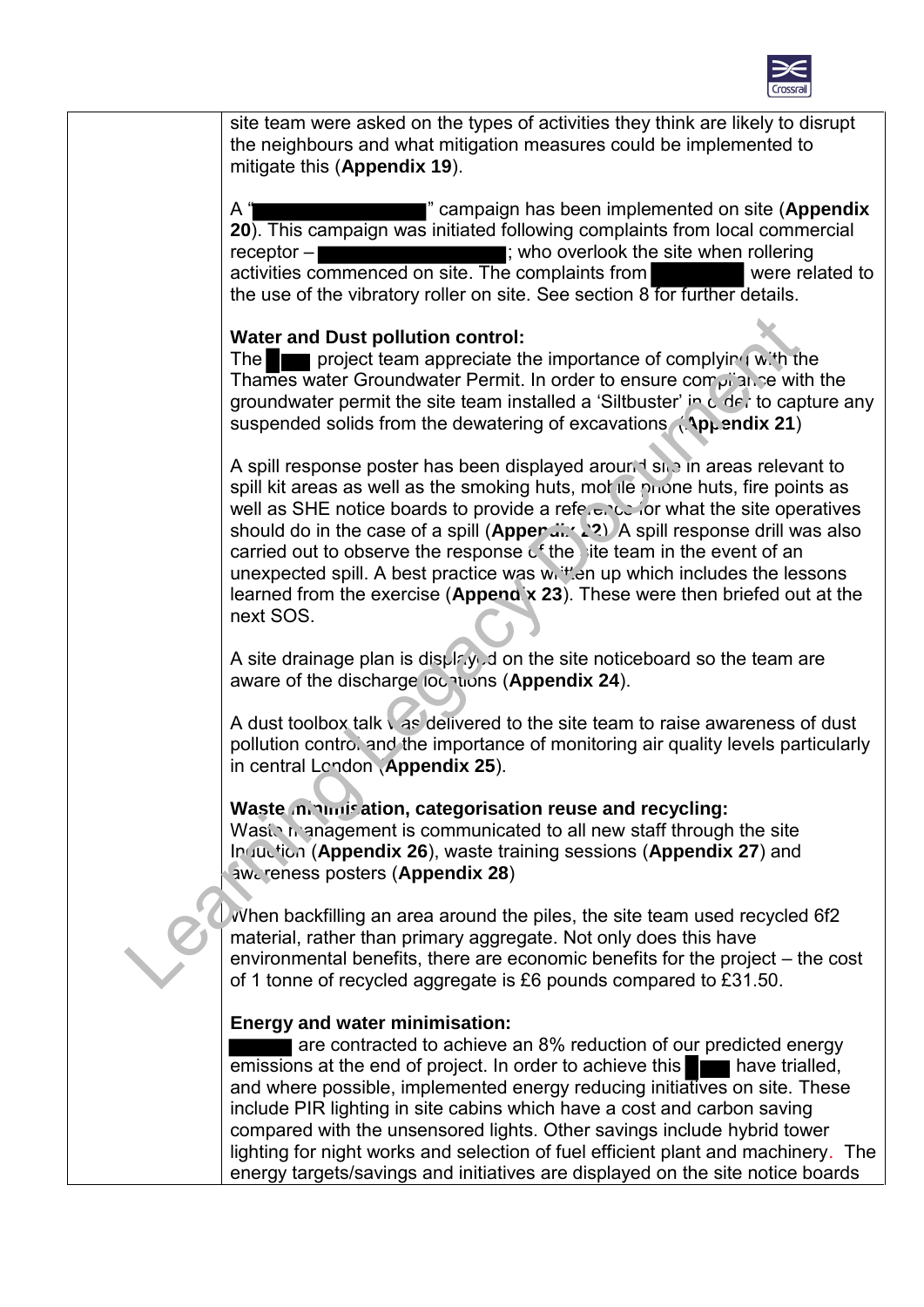| | site team were asked on the types of activities they think are likely to disrupt the neighbours and what mitigation measures could be implemented to mitigate this (**Appendix 19**).<br><br>A "███████" campaign has been implemented on site (**Appendix 20**). This campaign was initiated following complaints from local commercial receptor – ███████; who overlook the site when rollering activities commenced on site. The complaints from ███████ were related to the use of the vibratory roller on site. See section 8 for further details.<br><br>**Water and Dust pollution control:**<br>The ███ project team appreciate the importance of complying with the Thames water Groundwater Permit. In order to ensure compliance with the groundwater permit the site team installed a 'Siltbuster' in order to capture any suspended solids from the dewatering of excavations. (**Appendix 21**)<br><br>A spill response poster has been displayed around site in areas relevant to spill kit areas as well as the smoking huts, mobile phone huts, fire points as well as SHE notice boards to provide a reference for what the site operatives should do in the case of a spill (**Appendix 22**). A spill response drill was also carried out to observe the response of the site team in the event of an unexpected spill. A best practice was written up which includes the lessons learned from the exercise (**Appendix 23**). These were then briefed out at the next SOS.<br><br>A site drainage plan is displayed on the site noticeboard so the team are aware of the discharge locations (**Appendix 24**).<br><br>A dust toolbox talk was delivered to the site team to raise awareness of dust pollution control and the importance of monitoring air quality levels particularly in central London (**Appendix 25**).<br><br>**Waste minimisation, categorisation reuse and recycling:**<br>Waste management is communicated to all new staff through the site Induction (**Appendix 26**), waste training sessions (**Appendix 27**) and awareness posters (**Appendix 28**)<br><br>When backfilling an area around the piles, the site team used recycled 6f2 material, rather than primary aggregate. Not only does this have environmental benefits, there are economic benefits for the project – the cost of 1 tonne of recycled aggregate is £6 pounds compared to £31.50.<br><br>**Energy and water minimisation:**<br>███ are contracted to achieve an 8% reduction of our predicted energy emissions at the end of project. In order to achieve this ███ have trialled, and where possible, implemented energy reducing initiatives on site. These include PIR lighting in site cabins which have a cost and carbon saving compared with the unsensored lights. Other savings include hybrid tower lighting for night works and selection of fuel efficient plant and machinery. The energy targets/savings and initiatives are displayed on the site notice boards |
|---|---|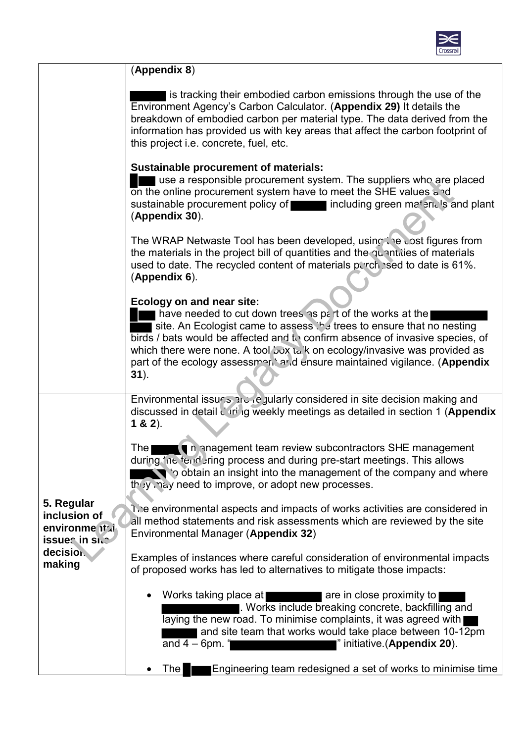| | |
|---|---|
| | (**Appendix 8**)<br><br>█████ is tracking their embodied carbon emissions through the use of the Environment Agency's Carbon Calculator. (**Appendix 29)** It details the breakdown of embodied carbon per material type. The data derived from the information has provided us with key areas that affect the carbon footprint of this project i.e. concrete, fuel, etc.<br><br>**Sustainable procurement of materials:**<br>████ use a responsible procurement system. The suppliers who are placed on the online procurement system have to meet the SHE values and sustainable procurement policy of █████ including green materials and plant (**Appendix 30**).<br><br>The WRAP Netwaste Tool has been developed, using the cost figures from the materials in the project bill of quantities and the quantities of materials used to date. The recycled content of materials purchased to date is 61%. (**Appendix 6**).<br><br>**Ecology on and near site:**<br>████ have needed to cut down trees as part of the works at the ████████ ███ site. An Ecologist came to assess the trees to ensure that no nesting birds / bats would be affected and to confirm absence of invasive species, of which there were none. A tool box talk on ecology/invasive was provided as part of the ecology assessment and ensure maintained vigilance. (**Appendix 31**). |
| **5. Regular inclusion of environmental issues in site decision making** | Environmental issues are regularly considered in site decision making and discussed in detail during weekly meetings as detailed in section 1 (**Appendix 1 & 2**).<br><br>The █████ management team review subcontractors SHE management during the tendering process and during pre-start meetings. This allows █████ to obtain an insight into the management of the company and where they may need to improve, or adopt new processes.<br><br>The environmental aspects and impacts of works activities are considered in all method statements and risk assessments which are reviewed by the site Environmental Manager (**Appendix 32**)<br><br>Examples of instances where careful consideration of environmental impacts of proposed works has led to alternatives to mitigate those impacts:<br><br>• Works taking place at ████████ are in close proximity to ████ ████████████. Works include breaking concrete, backfilling and laying the new road. To minimise complaints, it was agreed with ██ █████ and site team that works would take place between 10-12pm and 4 – 6pm. "████████████████" initiative.(**Appendix 20**).<br><br>• The ████Engineering team redesigned a set of works to minimise time |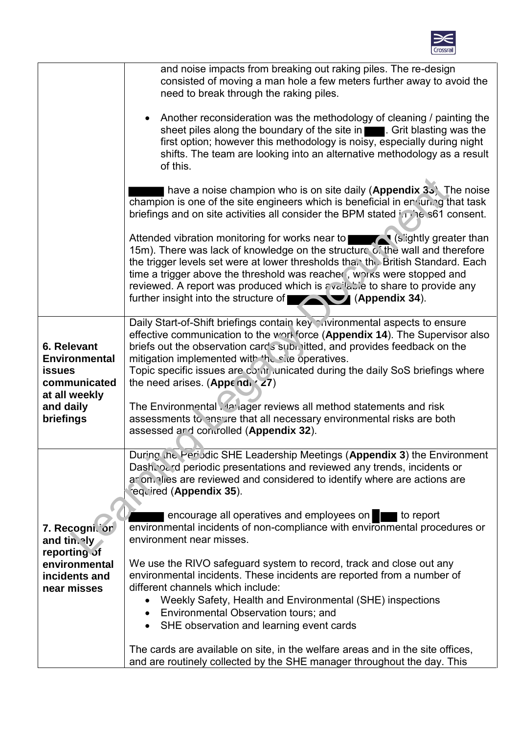| | |
|---|---|
| | and noise impacts from breaking out raking piles. The re-design consisted of moving a man hole a few meters further away to avoid the need to break through the raking piles.<br><br>• Another reconsideration was the methodology of cleaning / painting the sheet piles along the boundary of the site in ███. Grit blasting was the first option; however this methodology is noisy, especially during night shifts. The team are looking into an alternative methodology as a result of this.<br><br>███ have a noise champion who is on site daily (**Appendix 33**). The noise champion is one of the site engineers which is beneficial in ensuring that task briefings and on site activities all consider the BPM stated in the s61 consent.<br><br>Attended vibration monitoring for works near to ███ (slightly greater than 15m). There was lack of knowledge on the structure of the wall and therefore the trigger levels set were at lower thresholds than the British Standard. Each time a trigger above the threshold was reached, works were stopped and reviewed. A report was produced which is available to share to provide any further insight into the structure of ███ (**Appendix 34**). |
| **6. Relevant Environmental issues communicated at all weekly and daily briefings** | Daily Start-of-Shift briefings contain key environmental aspects to ensure effective communication to the workforce (**Appendix 14**). The Supervisor also briefs out the observation cards submitted, and provides feedback on the mitigation implemented with the site operatives.<br>Topic specific issues are communicated during the daily SoS briefings where the need arises. (**Appendix 27**)<br><br>The Environmental Manager reviews all method statements and risk assessments to ensure that all necessary environmental risks are both assessed and controlled (**Appendix 32**). |
| **7. Recognition and timely reporting of environmental incidents and near misses** | During the Periodic SHE Leadership Meetings (**Appendix 3**) the Environment Dashboard periodic presentations and reviewed any trends, incidents or anomalies are reviewed and considered to identify where are actions are required (**Appendix 35**).<br><br>███ encourage all operatives and employees on ███ to report environmental incidents of non-compliance with environmental procedures or environment near misses.<br><br>We use the RIVO safeguard system to record, track and close out any environmental incidents. These incidents are reported from a number of different channels which include:<br>• Weekly Safety, Health and Environmental (SHE) inspections<br>• Environmental Observation tours; and<br>• SHE observation and learning event cards<br><br>The cards are available on site, in the welfare areas and in the site offices, and are routinely collected by the SHE manager throughout the day. This |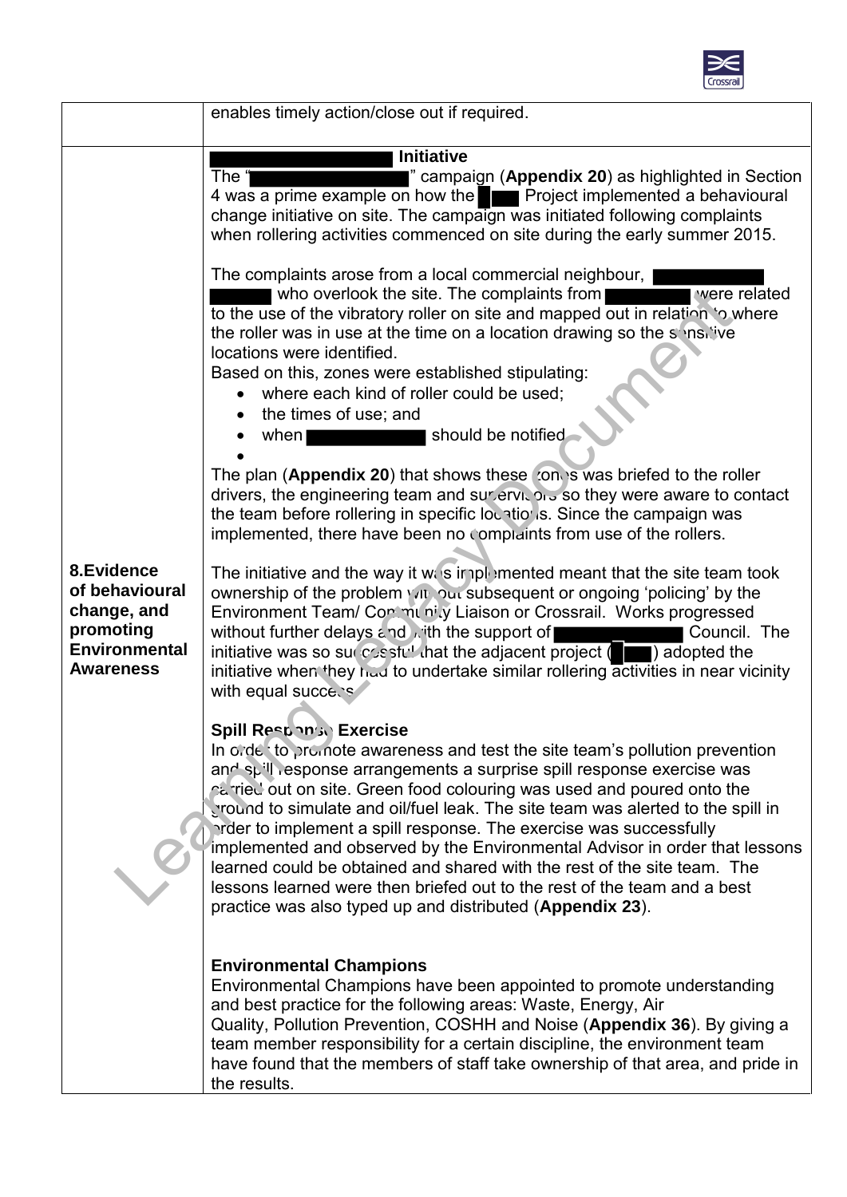| | |
|---|---|
| | enables timely action/close out if required. |
| **8.Evidence of behavioural change, and promoting Environmental Awareness** | **Initiative**<br>The " " campaign (**Appendix 20**) as highlighted in Section 4 was a prime example on how the Project implemented a behavioural change initiative on site. The campaign was initiated following complaints when rollering activities commenced on site during the early summer 2015.<br><br>The complaints arose from a local commercial neighbour, who overlook the site. The complaints from were related to the use of the vibratory roller on site and mapped out in relation to where the roller was in use at the time on a location drawing so the sensitive locations were identified.<br>Based on this, zones were established stipulating:<br>• where each kind of roller could be used;<br>• the times of use; and<br>• when should be notified<br><br>The plan (**Appendix 20**) that shows these zones was briefed to the roller drivers, the engineering team and supervisors so they were aware to contact the team before rollering in specific locations. Since the campaign was implemented, there have been no complaints from use of the rollers.<br><br>The initiative and the way it was implemented meant that the site team took ownership of the problem without subsequent or ongoing 'policing' by the Environment Team/ Community Liaison or Crossrail. Works progressed without further delays and with the support of Council. The initiative was so successful that the adjacent project ( ) adopted the initiative when they had to undertake similar rollering activities in near vicinity with equal success.<br><br>**Spill Response Exercise**<br>In order to promote awareness and test the site team's pollution prevention and spill response arrangements a surprise spill response exercise was carried out on site. Green food colouring was used and poured onto the ground to simulate and oil/fuel leak. The site team was alerted to the spill in order to implement a spill response. The exercise was successfully implemented and observed by the Environmental Advisor in order that lessons learned could be obtained and shared with the rest of the site team. The lessons learned were then briefed out to the rest of the team and a best practice was also typed up and distributed (**Appendix 23**).<br><br>**Environmental Champions**<br>Environmental Champions have been appointed to promote understanding and best practice for the following areas: Waste, Energy, Air Quality, Pollution Prevention, COSHH and Noise (**Appendix 36**). By giving a team member responsibility for a certain discipline, the environment team have found that the members of staff take ownership of that area, and pride in the results. |